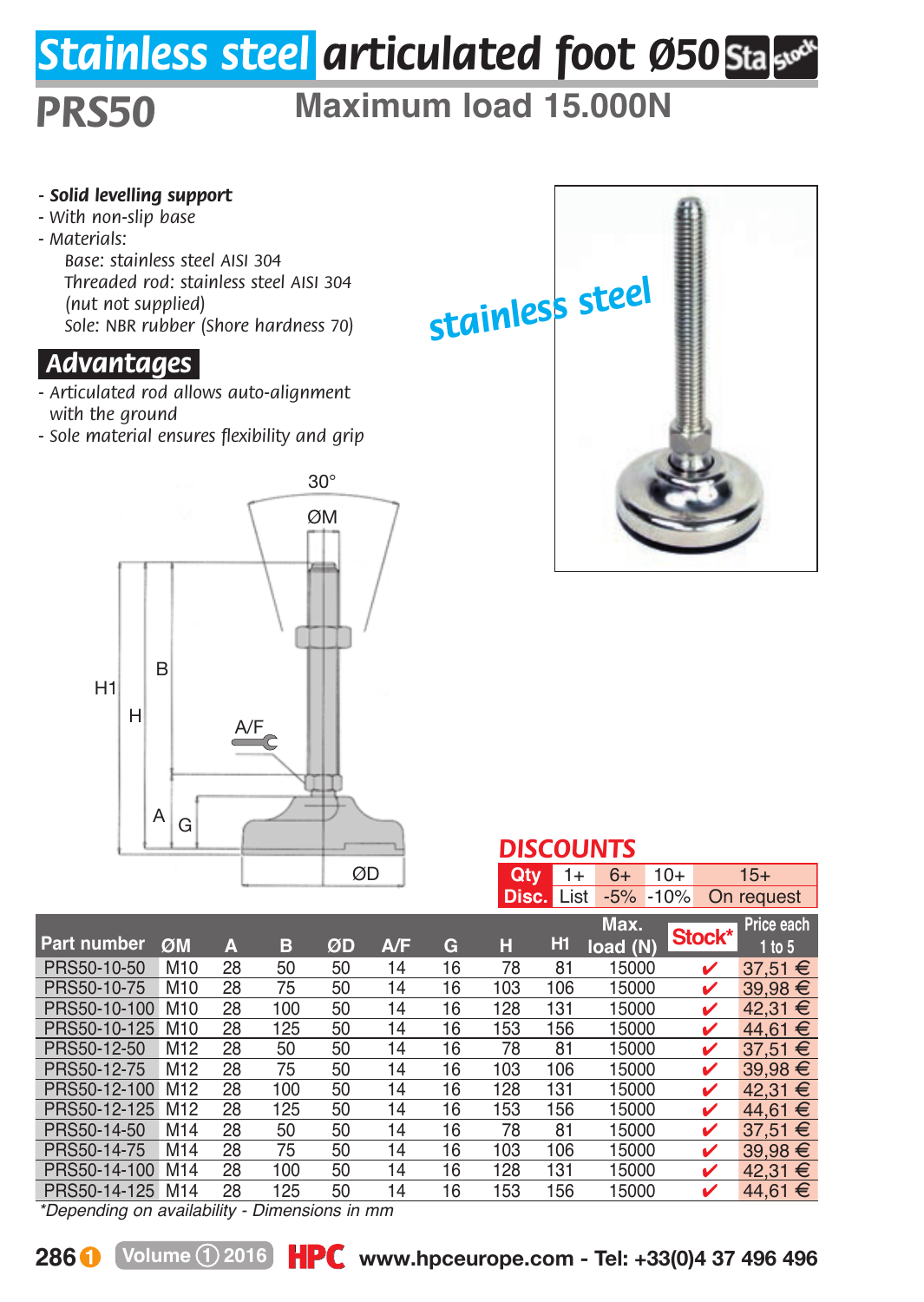# Stainless steel articulated foot Ø50

## PRS50

### Maximum load 15.000N

- ***Solid levelling support***
- *With non-slip base*
- *Materials:*
  - *Base: stainless steel AISI 304*
  - *Threaded rod: stainless steel AISI 304 (nut not supplied)*
  - *Sole: NBR rubber (Shore hardness 70)*

## Advantages

- *Articulated rod allows auto-alignment with the ground*
- *Sole material ensures flexibility and grip*

stainless steel

## DISCOUNTS

| Qty | 1+ | 6+ | 10+ | 15+ |
|---|---|---|---|---|
| Disc. | List | -5% | -10% | On request |

| Part number | ØM | A | B | ØD | A/F | G | H | H1 | Max. load (N) | Stock* | Price each 1 to 5 |
|---|---|---|---|---|---|---|---|---|---|---|---|
| PRS50-10-50 | M10 | 28 | 50 | 50 | 14 | 16 | 78 | 81 | 15000 | ✔ | 37,51 € |
| PRS50-10-75 | M10 | 28 | 75 | 50 | 14 | 16 | 103 | 106 | 15000 | ✔ | 39,98 € |
| PRS50-10-100 | M10 | 28 | 100 | 50 | 14 | 16 | 128 | 131 | 15000 | ✔ | 42,31 € |
| PRS50-10-125 | M10 | 28 | 125 | 50 | 14 | 16 | 153 | 156 | 15000 | ✔ | 44,61 € |
| PRS50-12-50 | M12 | 28 | 50 | 50 | 14 | 16 | 78 | 81 | 15000 | ✔ | 37,51 € |
| PRS50-12-75 | M12 | 28 | 75 | 50 | 14 | 16 | 103 | 106 | 15000 | ✔ | 39,98 € |
| PRS50-12-100 | M12 | 28 | 100 | 50 | 14 | 16 | 128 | 131 | 15000 | ✔ | 42,31 € |
| PRS50-12-125 | M12 | 28 | 125 | 50 | 14 | 16 | 153 | 156 | 15000 | ✔ | 44,61 € |
| PRS50-14-50 | M14 | 28 | 50 | 50 | 14 | 16 | 78 | 81 | 15000 | ✔ | 37,51 € |
| PRS50-14-75 | M14 | 28 | 75 | 50 | 14 | 16 | 103 | 106 | 15000 | ✔ | 39,98 € |
| PRS50-14-100 | M14 | 28 | 100 | 50 | 14 | 16 | 128 | 131 | 15000 | ✔ | 42,31 € |
| PRS50-14-125 | M14 | 28 | 125 | 50 | 14 | 16 | 153 | 156 | 15000 | ✔ | 44,61 € |

*Depending on availability - Dimensions in mm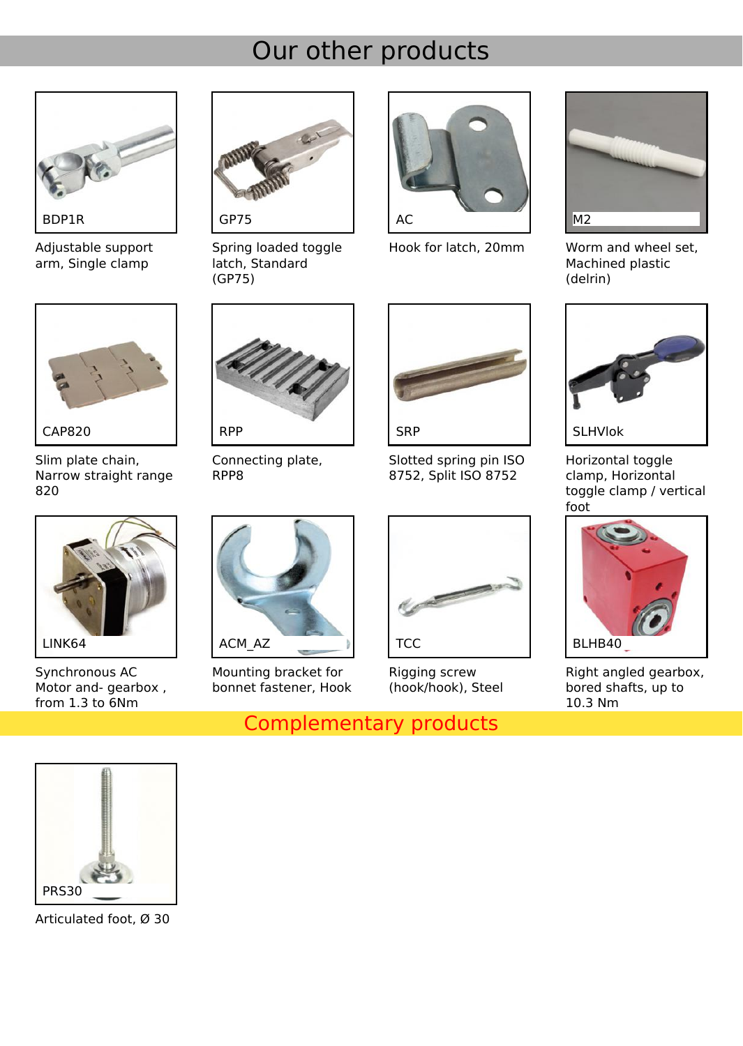# Our other products

BDP1R

Adjustable support arm, Single clamp

GP75

Spring loaded toggle latch, Standard (GP75)

AC

Hook for latch, 20mm

M2

Worm and wheel set, Machined plastic (delrin)

CAP820

Slim plate chain, Narrow straight range 820

RPP

Connecting plate, RPP8

SRP

Slotted spring pin ISO 8752, Split ISO 8752

SLHVlok

Horizontal toggle clamp, Horizontal toggle clamp / vertical foot

LINK64

Synchronous AC Motor and- gearbox , from 1.3 to 6Nm

ACM_AZ

Mounting bracket for bonnet fastener, Hook

TCC

Rigging screw (hook/hook), Steel

BLHB40

Right angled gearbox, bored shafts, up to 10.3 Nm

# Complementary products

PRS30

Articulated foot, Ø 30